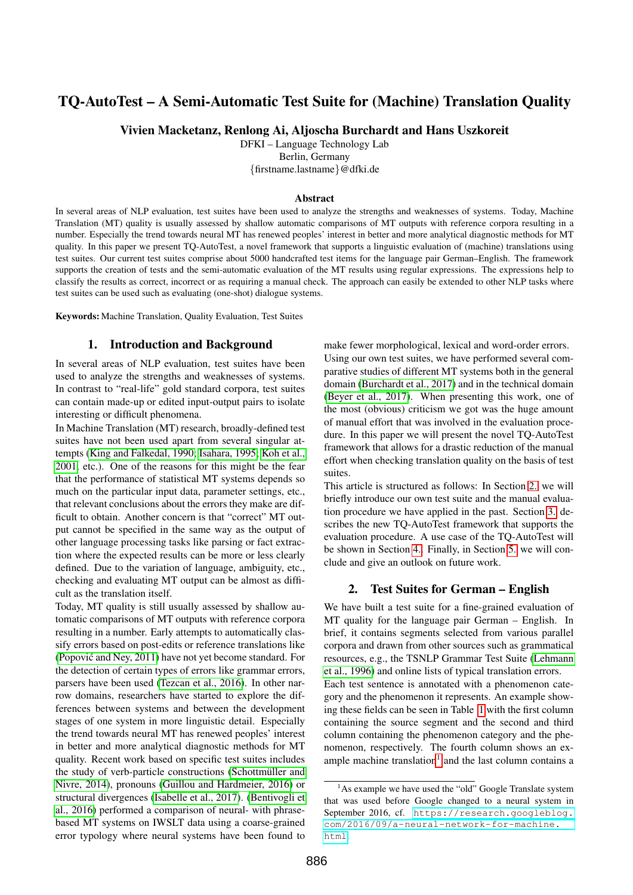# TQ-AutoTest – A Semi-Automatic Test Suite for (Machine) Translation Quality

**Vivien Macketanz, Renlong Ai, Aljoscha Burchardt and Hans Uszkoreit**

DFKI – Language Technology Lab
Berlin, Germany
{firstname.lastname}@dfki.de

### Abstract

In several areas of NLP evaluation, test suites have been used to analyze the strengths and weaknesses of systems. Today, Machine Translation (MT) quality is usually assessed by shallow automatic comparisons of MT outputs with reference corpora resulting in a number. Especially the trend towards neural MT has renewed peoples' interest in better and more analytical diagnostic methods for MT quality. In this paper we present TQ-AutoTest, a novel framework that supports a linguistic evaluation of (machine) translations using test suites. Our current test suites comprise about 5000 handcrafted test items for the language pair German–English. The framework supports the creation of tests and the semi-automatic evaluation of the MT results using regular expressions. The expressions help to classify the results as correct, incorrect or as requiring a manual check. The approach can easily be extended to other NLP tasks where test suites can be used such as evaluating (one-shot) dialogue systems.

**Keywords:** Machine Translation, Quality Evaluation, Test Suites

## 1. Introduction and Background

In several areas of NLP evaluation, test suites have been used to analyze the strengths and weaknesses of systems. In contrast to "real-life" gold standard corpora, test suites can contain made-up or edited input-output pairs to isolate interesting or difficult phenomena.

In Machine Translation (MT) research, broadly-defined test suites have not been used apart from several singular attempts (King and Falkedal, 1990; Isahara, 1995; Koh et al., 2001, etc.). One of the reasons for this might be the fear that the performance of statistical MT systems depends so much on the particular input data, parameter settings, etc., that relevant conclusions about the errors they make are difficult to obtain. Another concern is that "correct" MT output cannot be specified in the same way as the output of other language processing tasks like parsing or fact extraction where the expected results can be more or less clearly defined. Due to the variation of language, ambiguity, etc., checking and evaluating MT output can be almost as difficult as the translation itself.

Today, MT quality is still usually assessed by shallow automatic comparisons of MT outputs with reference corpora resulting in a number. Early attempts to automatically classify errors based on post-edits or reference translations like (Popović and Ney, 2011) have not yet become standard. For the detection of certain types of errors like grammar errors, parsers have been used (Tezcan et al., 2016). In other narrow domains, researchers have started to explore the differences between systems and between the development stages of one system in more linguistic detail. Especially the trend towards neural MT has renewed peoples' interest in better and more analytical diagnostic methods for MT quality. Recent work based on specific test suites includes the study of verb-particle constructions (Schottmüller and Nivre, 2014), pronouns (Guillou and Hardmeier, 2016) or structural divergences (Isabelle et al., 2017). (Bentivogli et al., 2016) performed a comparison of neural- with phrase-based MT systems on IWSLT data using a coarse-grained error typology where neural systems have been found to make fewer morphological, lexical and word-order errors.

Using our own test suites, we have performed several comparative studies of different MT systems both in the general domain (Burchardt et al., 2017) and in the technical domain (Beyer et al., 2017). When presenting this work, one of the most (obvious) criticism we got was the huge amount of manual effort that was involved in the evaluation procedure. In this paper we will present the novel TQ-AutoTest framework that allows for a drastic reduction of the manual effort when checking translation quality on the basis of test suites.

This article is structured as follows: In Section 2. we will briefly introduce our own test suite and the manual evaluation procedure we have applied in the past. Section 3. describes the new TQ-AutoTest framework that supports the evaluation procedure. A use case of the TQ-AutoTest will be shown in Section 4. Finally, in Section 5. we will conclude and give an outlook on future work.

## 2. Test Suites for German – English

We have built a test suite for a fine-grained evaluation of MT quality for the language pair German – English. In brief, it contains segments selected from various parallel corpora and drawn from other sources such as grammatical resources, e.g., the TSNLP Grammar Test Suite (Lehmann et al., 1996) and online lists of typical translation errors.

Each test sentence is annotated with a phenomenon category and the phenomenon it represents. An example showing these fields can be seen in Table 1 with the first column containing the source segment and the second and third column containing the phenomenon category and the phenomenon, respectively. The fourth column shows an example machine translation[1] and the last column contains a

[1] As example we have used the "old" Google Translate system that was used before Google changed to a neural system in September 2016, cf. https://research.googleblog.com/2016/09/a-neural-network-for-machine.html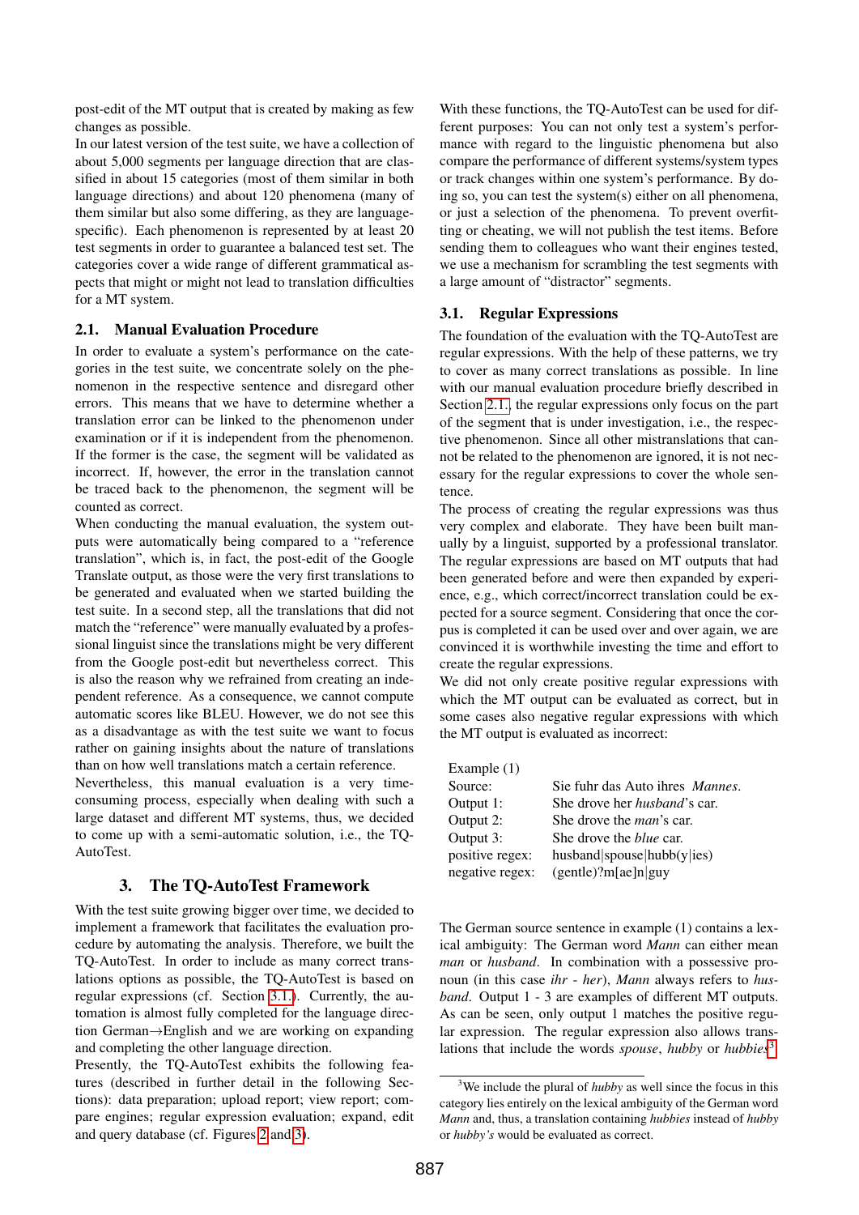post-edit of the MT output that is created by making as few changes as possible.

In our latest version of the test suite, we have a collection of about 5,000 segments per language direction that are classified in about 15 categories (most of them similar in both language directions) and about 120 phenomena (many of them similar but also some differing, as they are language-specific). Each phenomenon is represented by at least 20 test segments in order to guarantee a balanced test set. The categories cover a wide range of different grammatical aspects that might or might not lead to translation difficulties for a MT system.

### 2.1. Manual Evaluation Procedure

In order to evaluate a system's performance on the categories in the test suite, we concentrate solely on the phenomenon in the respective sentence and disregard other errors. This means that we have to determine whether a translation error can be linked to the phenomenon under examination or if it is independent from the phenomenon. If the former is the case, the segment will be validated as incorrect. If, however, the error in the translation cannot be traced back to the phenomenon, the segment will be counted as correct.

When conducting the manual evaluation, the system outputs were automatically being compared to a "reference translation", which is, in fact, the post-edit of the Google Translate output, as those were the very first translations to be generated and evaluated when we started building the test suite. In a second step, all the translations that did not match the "reference" were manually evaluated by a professional linguist since the translations might be very different from the Google post-edit but nevertheless correct. This is also the reason why we refrained from creating an independent reference. As a consequence, we cannot compute automatic scores like BLEU. However, we do not see this as a disadvantage as with the test suite we want to focus rather on gaining insights about the nature of translations than on how well translations match a certain reference.

Nevertheless, this manual evaluation is a very time-consuming process, especially when dealing with such a large dataset and different MT systems, thus, we decided to come up with a semi-automatic solution, i.e., the TQ-AutoTest.

## 3. The TQ-AutoTest Framework

With the test suite growing bigger over time, we decided to implement a framework that facilitates the evaluation procedure by automating the analysis. Therefore, we built the TQ-AutoTest. In order to include as many correct translations options as possible, the TQ-AutoTest is based on regular expressions (cf. Section 3.1.). Currently, the automation is almost fully completed for the language direction German→English and we are working on expanding and completing the other language direction.

Presently, the TQ-AutoTest exhibits the following features (described in further detail in the following Sections): data preparation; upload report; view report; compare engines; regular expression evaluation; expand, edit and query database (cf. Figures 2 and 3).

With these functions, the TQ-AutoTest can be used for different purposes: You can not only test a system's performance with regard to the linguistic phenomena but also compare the performance of different systems/system types or track changes within one system's performance. By doing so, you can test the system(s) either on all phenomena, or just a selection of the phenomena. To prevent overfitting or cheating, we will not publish the test items. Before sending them to colleagues who want their engines tested, we use a mechanism for scrambling the test segments with a large amount of "distractor" segments.

### 3.1. Regular Expressions

The foundation of the evaluation with the TQ-AutoTest are regular expressions. With the help of these patterns, we try to cover as many correct translations as possible. In line with our manual evaluation procedure briefly described in Section 2.1., the regular expressions only focus on the part of the segment that is under investigation, i.e., the respective phenomenon. Since all other mistranslations that cannot be related to the phenomenon are ignored, it is not necessary for the regular expressions to cover the whole sentence.

The process of creating the regular expressions was thus very complex and elaborate. They have been built manually by a linguist, supported by a professional translator. The regular expressions are based on MT outputs that had been generated before and were then expanded by experience, e.g., which correct/incorrect translation could be expected for a source segment. Considering that once the corpus is completed it can be used over and over again, we are convinced it is worthwhile investing the time and effort to create the regular expressions.

We did not only create positive regular expressions with which the MT output can be evaluated as correct, but in some cases also negative regular expressions with which the MT output is evaluated as incorrect:

| Example (1) | |
|---|---|
| Source: | Sie fuhr das Auto ihres *Mannes*. |
| Output 1: | She drove her *husband*'s car. |
| Output 2: | She drove the *man*'s car. |
| Output 3: | She drove the *blue* car. |
| positive regex: | husband|spouse|hubb(y|ies) |
| negative regex: | (gentle)?m[ae]n|guy |

The German source sentence in example (1) contains a lexical ambiguity: The German word *Mann* can either mean *man* or *husband*. In combination with a possessive pronoun (in this case *ihr* - *her*), *Mann* always refers to *husband*. Output 1 - 3 are examples of different MT outputs. As can be seen, only output 1 matches the positive regular expression. The regular expression also allows translations that include the words *spouse*, *hubby* or *hubbies*[3].

[3]We include the plural of *hubby* as well since the focus in this category lies entirely on the lexical ambiguity of the German word *Mann* and, thus, a translation containing *hubbies* instead of *hubby* or *hubby's* would be evaluated as correct.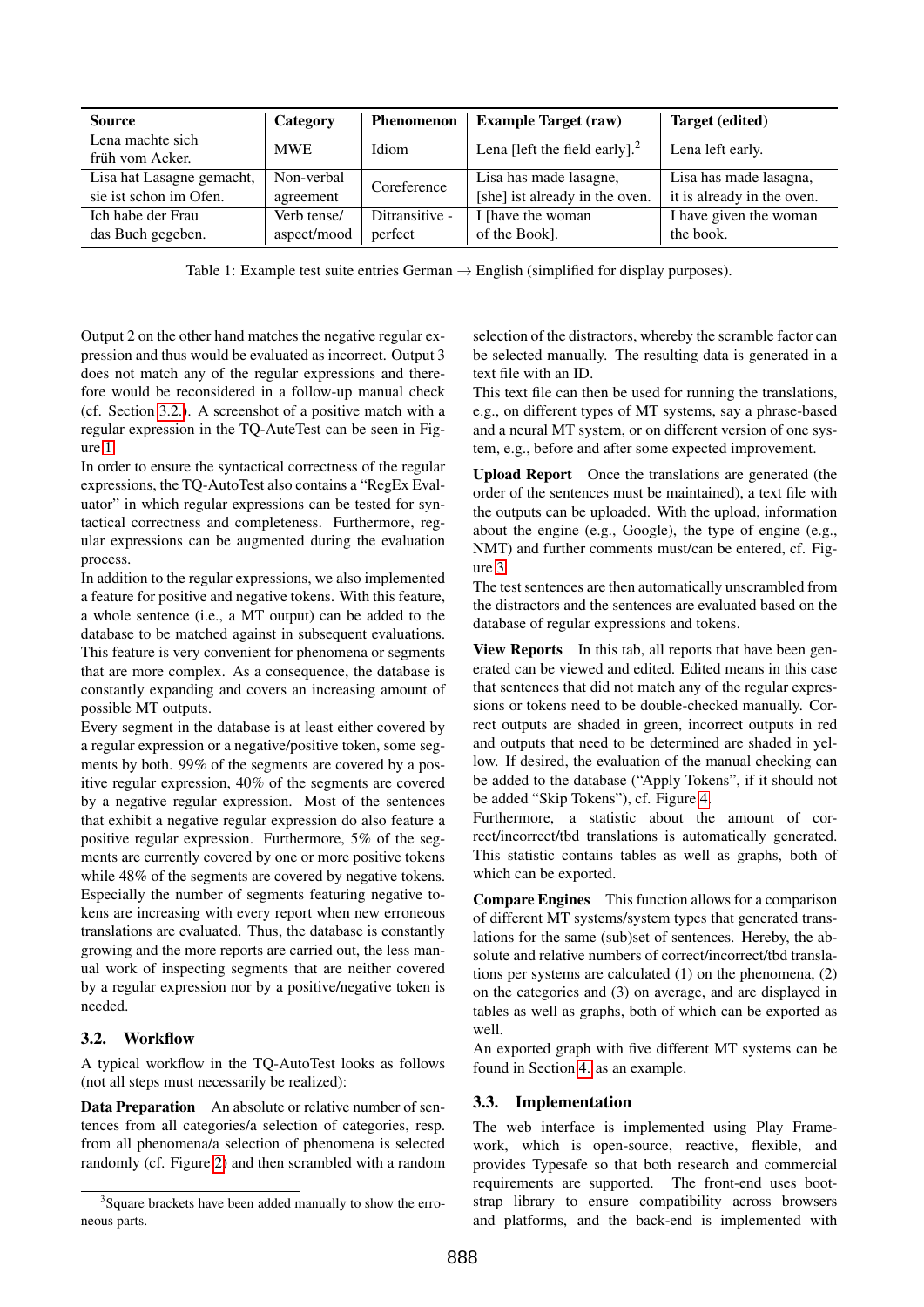| Source | Category | Phenomenon | Example Target (raw) | Target (edited) |
|---|---|---|---|---|
| Lena machte sich früh vom Acker. | MWE | Idiom | Lena [left the field early].[2] | Lena left early. |
| Lisa hat Lasagne gemacht, sie ist schon im Ofen. | Non-verbal agreement | Coreference | Lisa has made lasagne, [she] ist already in the oven. | Lisa has made lasagna, it is already in the oven. |
| Ich habe der Frau das Buch gegeben. | Verb tense/ aspect/mood | Ditransitive - perfect | I [have the woman of the Book]. | I have given the woman the book. |

Table 1: Example test suite entries German → English (simplified for display purposes).

Output 2 on the other hand matches the negative regular expression and thus would be evaluated as incorrect. Output 3 does not match any of the regular expressions and therefore would be reconsidered in a follow-up manual check (cf. Section 3.2.). A screenshot of a positive match with a regular expression in the TQ-AuteTest can be seen in Figure 1.

In order to ensure the syntactical correctness of the regular expressions, the TQ-AutoTest also contains a "RegEx Evaluator" in which regular expressions can be tested for syntactical correctness and completeness. Furthermore, regular expressions can be augmented during the evaluation process.

In addition to the regular expressions, we also implemented a feature for positive and negative tokens. With this feature, a whole sentence (i.e., a MT output) can be added to the database to be matched against in subsequent evaluations. This feature is very convenient for phenomena or segments that are more complex. As a consequence, the database is constantly expanding and covers an increasing amount of possible MT outputs.

Every segment in the database is at least either covered by a regular expression or a negative/positive token, some segments by both. 99% of the segments are covered by a positive regular expression, 40% of the segments are covered by a negative regular expression. Most of the sentences that exhibit a negative regular expression do also feature a positive regular expression. Furthermore, 5% of the segments are currently covered by one or more positive tokens while 48% of the segments are covered by negative tokens. Especially the number of segments featuring negative tokens are increasing with every report when new erroneous translations are evaluated. Thus, the database is constantly growing and the more reports are carried out, the less manual work of inspecting segments that are neither covered by a regular expression nor by a positive/negative token is needed.

## 3.2. Workflow

A typical workflow in the TQ-AutoTest looks as follows (not all steps must necessarily be realized):

**Data Preparation** An absolute or relative number of sentences from all categories/a selection of categories, resp. from all phenomena/a selection of phenomena is selected randomly (cf. Figure 2) and then scrambled with a random selection of the distractors, whereby the scramble factor can be selected manually. The resulting data is generated in a text file with an ID.

This text file can then be used for running the translations, e.g., on different types of MT systems, say a phrase-based and a neural MT system, or on different version of one system, e.g., before and after some expected improvement.

**Upload Report** Once the translations are generated (the order of the sentences must be maintained), a text file with the outputs can be uploaded. With the upload, information about the engine (e.g., Google), the type of engine (e.g., NMT) and further comments must/can be entered, cf. Figure 3.

The test sentences are then automatically unscrambled from the distractors and the sentences are evaluated based on the database of regular expressions and tokens.

**View Reports** In this tab, all reports that have been generated can be viewed and edited. Edited means in this case that sentences that did not match any of the regular expressions or tokens need to be double-checked manually. Correct outputs are shaded in green, incorrect outputs in red and outputs that need to be determined are shaded in yellow. If desired, the evaluation of the manual checking can be added to the database ("Apply Tokens", if it should not be added "Skip Tokens"), cf. Figure 4.

Furthermore, a statistic about the amount of correct/incorrect/tbd translations is automatically generated. This statistic contains tables as well as graphs, both of which can be exported.

**Compare Engines** This function allows for a comparison of different MT systems/system types that generated translations for the same (sub)set of sentences. Hereby, the absolute and relative numbers of correct/incorrect/tbd translations per systems are calculated (1) on the phenomena, (2) on the categories and (3) on average, and are displayed in tables as well as graphs, both of which can be exported as well.

An exported graph with five different MT systems can be found in Section 4. as an example.

## 3.3. Implementation

The web interface is implemented using Play Framework, which is open-source, reactive, flexible, and provides Typesafe so that both research and commercial requirements are supported. The front-end uses bootstrap library to ensure compatibility across browsers and platforms, and the back-end is implemented with

[3] Square brackets have been added manually to show the erroneous parts.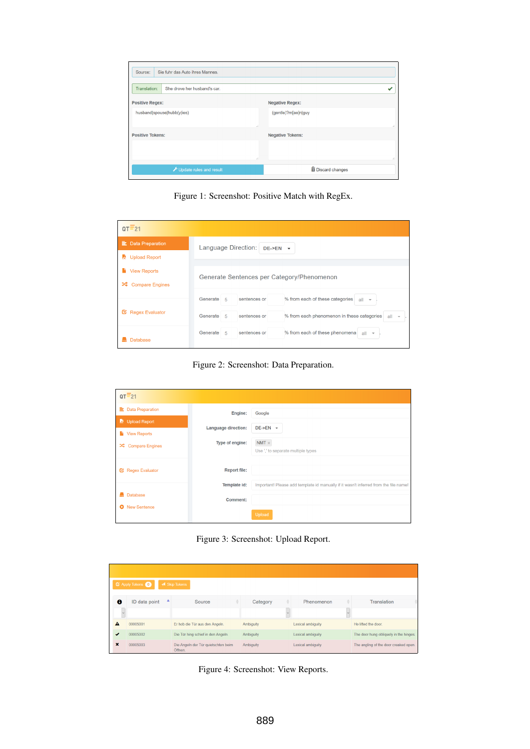Figure 1: Screenshot: Positive Match with RegEx.

Figure 2: Screenshot: Data Preparation.

Figure 3: Screenshot: Upload Report.

Figure 4: Screenshot: View Reports.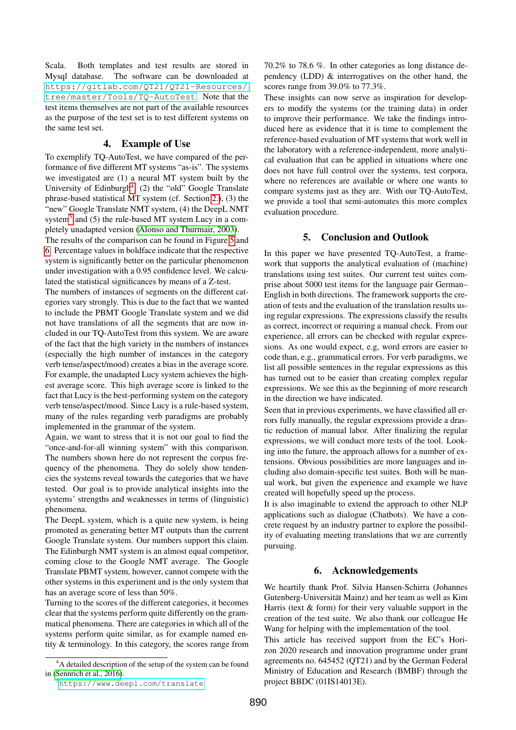Scala. Both templates and test results are stored in Mysql database. The software can be downloaded at https://gitlab.com/QT21/QT21-Resources/tree/master/Tools/TQ-AutoTest. Note that the test items themselves are not part of the available resources as the purpose of the test set is to test different systems on the same test set.

## 4. Example of Use

To exemplify TQ-AutoTest, we have compared of the performance of five different MT systems "as-is". The systems we investigated are (1) a neural MT system built by the University of Edinburgh[4], (2) the "old" Google Translate phrase-based statistical MT system (cf. Section 2.), (3) the "new" Google Translate NMT system, (4) the DeepL NMT system[5] and (5) the rule-based MT system Lucy in a completely unadapted version (Alonso and Thurmair, 2003).

The results of the comparison can be found in Figure 5 and 6. Percentage values in boldface indicate that the respective system is significantly better on the particular phenomenon under investigation with a 0.95 confidence level. We calculated the statistical significances by means of a Z-test.

The numbers of instances of segments on the different categories vary strongly. This is due to the fact that we wanted to include the PBMT Google Translate system and we did not have translations of all the segments that are now included in our TQ-AutoTest from this system. We are aware of the fact that the high variety in the numbers of instances (especially the high number of instances in the category verb tense/aspect/mood) creates a bias in the average score. For example, the unadapted Lucy system achieves the highest average score. This high average score is linked to the fact that Lucy is the best-performing system on the category verb tense/aspect/mood. Since Lucy is a rule-based system, many of the rules regarding verb paradigms are probably implemented in the grammar of the system.

Again, we want to stress that it is not our goal to find the "once-and-for-all winning system" with this comparison. The numbers shown here do not represent the corpus frequency of the phenomena. They do solely show tendencies the systems reveal towards the categories that we have tested. Our goal is to provide analytical insights into the systems' strengths and weaknesses in terms of (linguistic) phenomena.

The DeepL system, which is a quite new system, is being promoted as generating better MT outputs than the current Google Translate system. Our numbers support this claim. The Edinburgh NMT system is an almost equal competitor, coming close to the Google NMT average. The Google Translate PBMT system, however, cannot compete with the other systems in this experiment and is the only system that has an average score of less than 50%.

Turning to the scores of the different categories, it becomes clear that the systems perform quite differently on the grammatical phenomena. There are categories in which all of the systems perform quite similar, as for example named entity & terminology. In this category, the scores range from 70.2% to 78.6 %. In other categories as long distance dependency (LDD) & interrogatives on the other hand, the scores range from 39.0% to 77.3%.

These insights can now serve as inspiration for developers to modify the systems (or the training data) in order to improve their performance. We take the findings introduced here as evidence that it is time to complement the reference-based evaluation of MT systems that work well in the laboratory with a reference-independent, more analytical evaluation that can be applied in situations where one does not have full control over the systems, test corpora, where no references are available or where one wants to compare systems just as they are. With our TQ-AutoTest, we provide a tool that semi-automates this more complex evaluation procedure.

## 5. Conclusion and Outlook

In this paper we have presented TQ-AutoTest, a framework that supports the analytical evaluation of (machine) translations using test suites. Our current test suites comprise about 5000 test items for the language pair German–English in both directions. The framework supports the creation of tests and the evaluation of the translation results using regular expressions. The expressions classify the results as correct, incorrect or requiring a manual check. From our experience, all errors can be checked with regular expressions. As one would expect, e.g, word errors are easier to code than, e.g., grammatical errors. For verb paradigms, we list all possible sentences in the regular expressions as this has turned out to be easier than creating complex regular expressions. We see this as the beginning of more research in the direction we have indicated.

Seen that in previous experiments, we have classified all errors fully manually, the regular expressions provide a drastic reduction of manual labor. After finalizing the regular expressions, we will conduct more tests of the tool. Looking into the future, the approach allows for a number of extensions. Obvious possibilities are more languages and including also domain-specific test suites. Both will be manual work, but given the experience and example we have created will hopefully speed up the process.

It is also imaginable to extend the approach to other NLP applications such as dialogue (Chatbots). We have a concrete request by an industry partner to explore the possibility of evaluating meeting translations that we are currently pursuing.

## 6. Acknowledgements

We heartily thank Prof. Silvia Hansen-Schirra (Johannes Gutenberg-Universität Mainz) and her team as well as Kim Harris (text & form) for their very valuable support in the creation of the test suite. We also thank our colleague He Wang for helping with the implementation of the tool.

This article has received support from the EC's Horizon 2020 research and innovation programme under grant agreements no. 645452 (QT21) and by the German Federal Ministry of Education and Research (BMBF) through the project BBDC (01IS14013E).

[4] A detailed description of the setup of the system can be found in (Sennrich et al., 2016).

[5] https://www.deepl.com/translate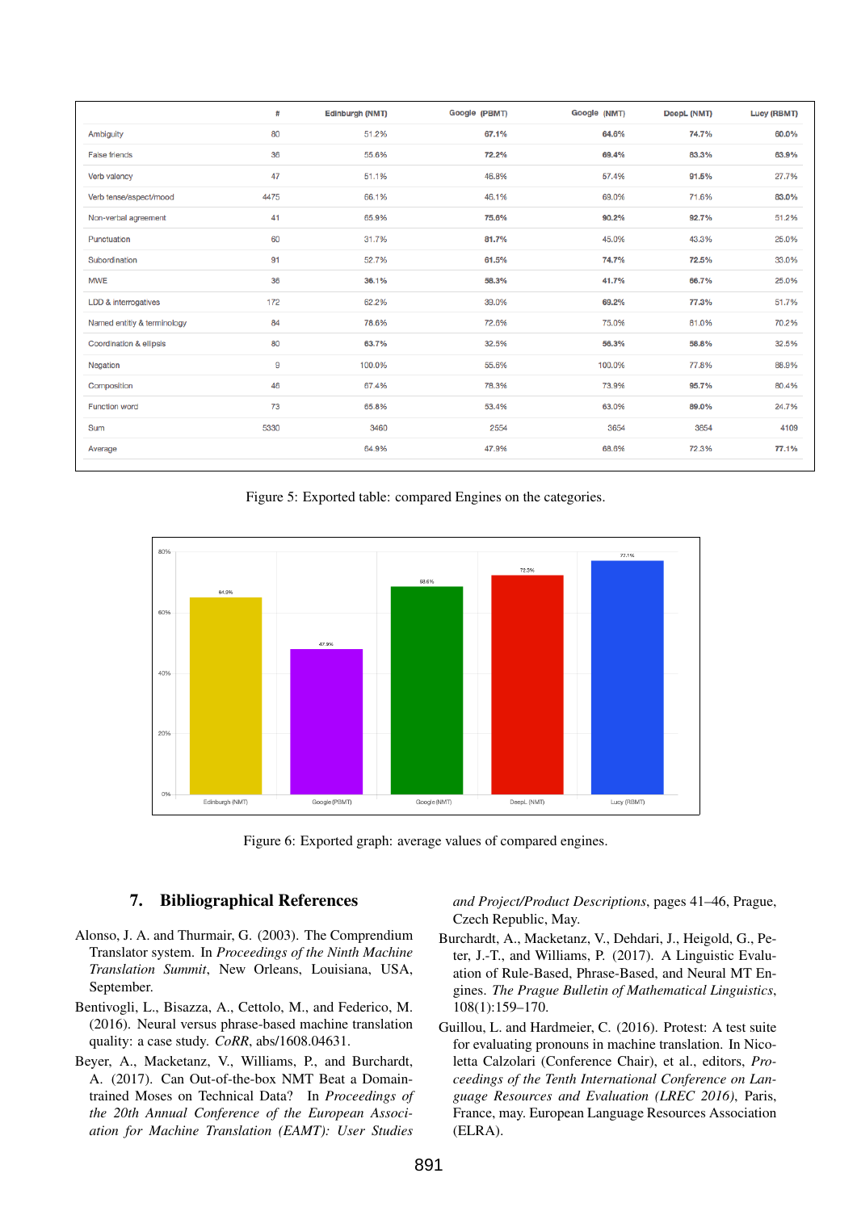| | # | Edinburgh (NMT) | Google (PBMT) | Google (NMT) | DeepL (NMT) | Lucy (RBMT) |
|---|---|---|---|---|---|---|
| Ambiguity | 80 | 51.2% | **67.1%** | **64.6%** | **74.7%** | **60.0%** |
| False friends | 36 | 55.6% | **72.2%** | **69.4%** | **83.3%** | **63.9%** |
| Verb valency | 47 | 51.1% | 46.8% | 57.4% | **91.5%** | 27.7% |
| Verb tense/aspect/mood | 4475 | 66.1% | 46.1% | 69.0% | 71.6% | **83.0%** |
| Non-verbal agreement | 41 | 65.9% | **75.6%** | **90.2%** | **92.7%** | 51.2% |
| Punctuation | 60 | 31.7% | **81.7%** | 45.0% | 43.3% | 25.0% |
| Subordination | 91 | 52.7% | **61.5%** | **74.7%** | **72.5%** | 33.0% |
| MWE | 36 | **36.1%** | **58.3%** | **41.7%** | **66.7%** | 25.0% |
| LDD & interrogatives | 172 | 62.2% | 39.0% | **69.2%** | **77.3%** | 51.7% |
| Named entitiy & terminology | 84 | 78.6% | 72.6% | 75.0% | 81.0% | 70.2% |
| Coordination & ellipsis | 80 | **63.7%** | 32.5% | **56.3%** | **58.8%** | 32.5% |
| Negation | 9 | 100.0% | 55.6% | 100.0% | 77.8% | 88.9% |
| Composition | 46 | 67.4% | 78.3% | 73.9% | **95.7%** | 80.4% |
| Function word | 73 | 65.8% | 53.4% | 63.0% | **89.0%** | 24.7% |
| Sum | 5330 | 3460 | 2554 | 3654 | 3854 | 4109 |
| Average | | 64.9% | 47.9% | 68.6% | 72.3% | **77.1%** |

Figure 5: Exported table: compared Engines on the categories.

Figure 6: Exported graph: average values of compared engines.

## 7. Bibliographical References

Alonso, J. A. and Thurmair, G. (2003). The Comprendium Translator system. In *Proceedings of the Ninth Machine Translation Summit*, New Orleans, Louisiana, USA, September.

Bentivogli, L., Bisazza, A., Cettolo, M., and Federico, M. (2016). Neural versus phrase-based machine translation quality: a case study. *CoRR*, abs/1608.04631.

Beyer, A., Macketanz, V., Williams, P., and Burchardt, A. (2017). Can Out-of-the-box NMT Beat a Domain-trained Moses on Technical Data? In *Proceedings of the 20th Annual Conference of the European Association for Machine Translation (EAMT): User Studies and Project/Product Descriptions*, pages 41–46, Prague, Czech Republic, May.

Burchardt, A., Macketanz, V., Dehdari, J., Heigold, G., Peter, J.-T., and Williams, P. (2017). A Linguistic Evaluation of Rule-Based, Phrase-Based, and Neural MT Engines. *The Prague Bulletin of Mathematical Linguistics*, 108(1):159–170.

Guillou, L. and Hardmeier, C. (2016). Protest: A test suite for evaluating pronouns in machine translation. In Nicoletta Calzolari (Conference Chair), et al., editors, *Proceedings of the Tenth International Conference on Language Resources and Evaluation (LREC 2016)*, Paris, France, may. European Language Resources Association (ELRA).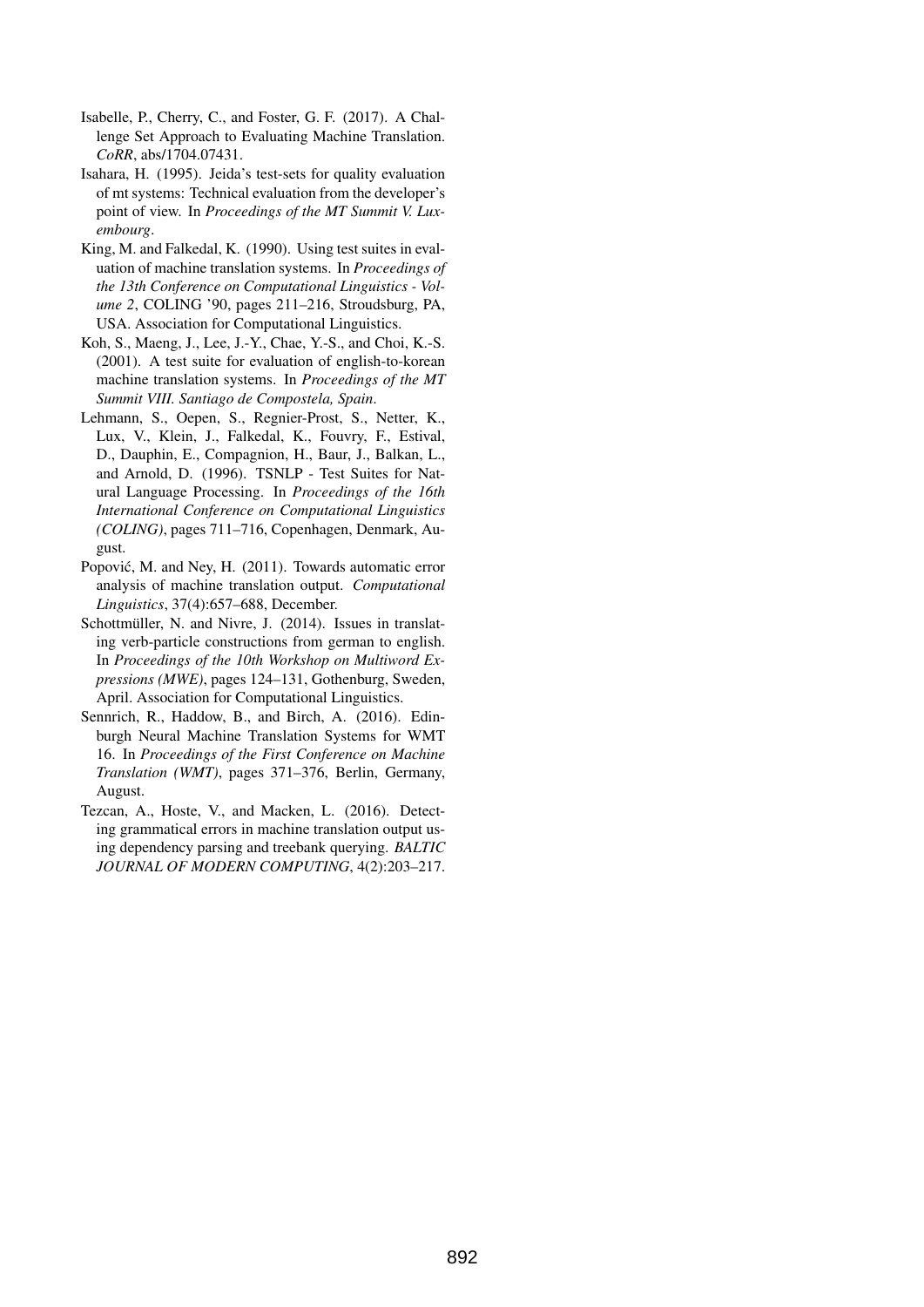Isabelle, P., Cherry, C., and Foster, G. F. (2017). A Challenge Set Approach to Evaluating Machine Translation. *CoRR*, abs/1704.07431.

Isahara, H. (1995). Jeida's test-sets for quality evaluation of mt systems: Technical evaluation from the developer's point of view. In *Proceedings of the MT Summit V. Luxembourg*.

King, M. and Falkedal, K. (1990). Using test suites in evaluation of machine translation systems. In *Proceedings of the 13th Conference on Computational Linguistics - Volume 2*, COLING '90, pages 211–216, Stroudsburg, PA, USA. Association for Computational Linguistics.

Koh, S., Maeng, J., Lee, J.-Y., Chae, Y.-S., and Choi, K.-S. (2001). A test suite for evaluation of english-to-korean machine translation systems. In *Proceedings of the MT Summit VIII. Santiago de Compostela, Spain*.

Lehmann, S., Oepen, S., Regnier-Prost, S., Netter, K., Lux, V., Klein, J., Falkedal, K., Fouvry, F., Estival, D., Dauphin, E., Compagnion, H., Baur, J., Balkan, L., and Arnold, D. (1996). TSNLP - Test Suites for Natural Language Processing. In *Proceedings of the 16th International Conference on Computational Linguistics (COLING)*, pages 711–716, Copenhagen, Denmark, August.

Popović, M. and Ney, H. (2011). Towards automatic error analysis of machine translation output. *Computational Linguistics*, 37(4):657–688, December.

Schottmüller, N. and Nivre, J. (2014). Issues in translating verb-particle constructions from german to english. In *Proceedings of the 10th Workshop on Multiword Expressions (MWE)*, pages 124–131, Gothenburg, Sweden, April. Association for Computational Linguistics.

Sennrich, R., Haddow, B., and Birch, A. (2016). Edinburgh Neural Machine Translation Systems for WMT 16. In *Proceedings of the First Conference on Machine Translation (WMT)*, pages 371–376, Berlin, Germany, August.

Tezcan, A., Hoste, V., and Macken, L. (2016). Detecting grammatical errors in machine translation output using dependency parsing and treebank querying. *BALTIC JOURNAL OF MODERN COMPUTING*, 4(2):203–217.